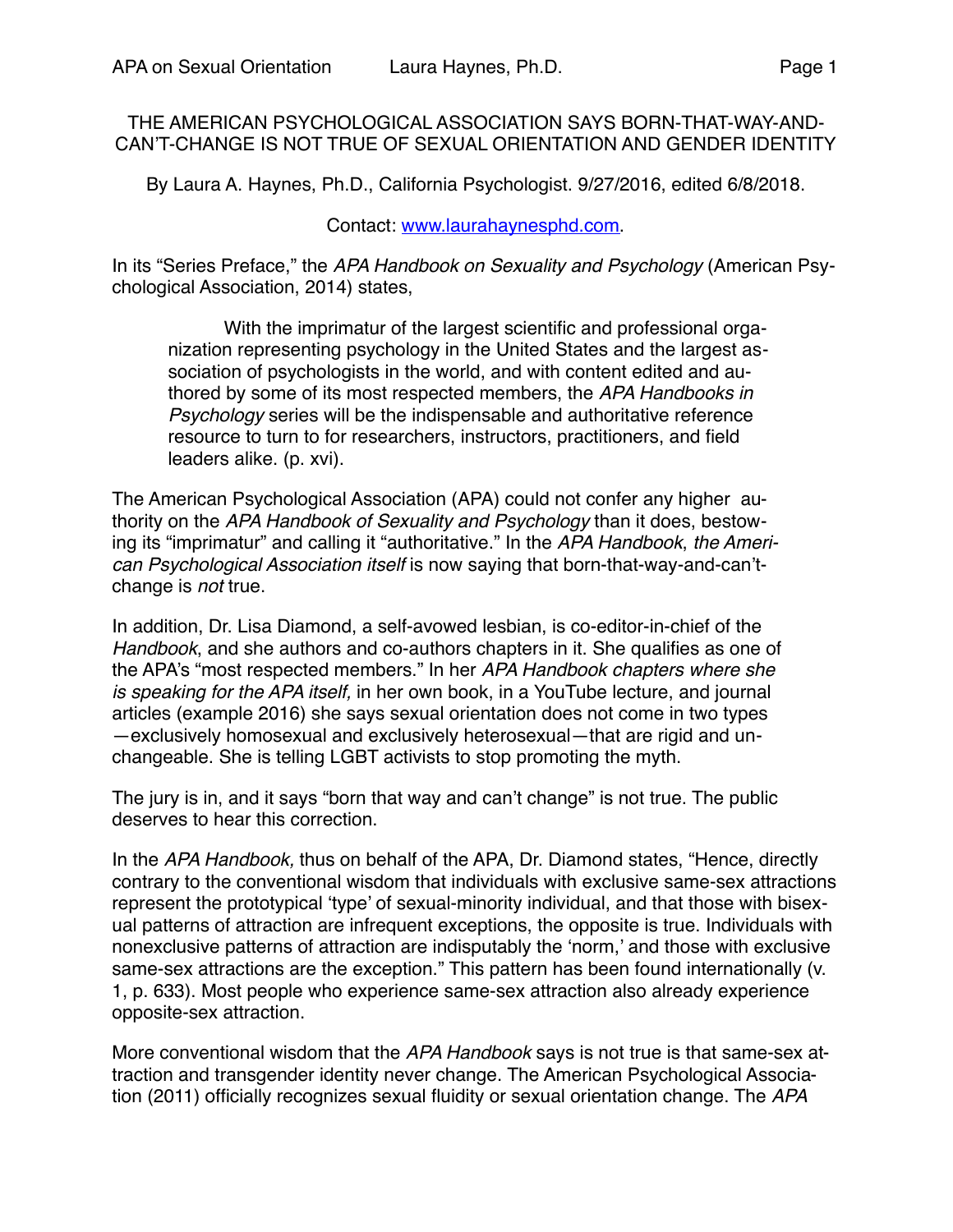# THE AMERICAN PSYCHOLOGICAL ASSOCIATION SAYS BORN-THAT-WAY-AND-CAN'T-CHANGE IS NOT TRUE OF SEXUAL ORIENTATION AND GENDER IDENTITY

By Laura A. Haynes, Ph.D., California Psychologist. 9/27/2016, edited 6/8/2018.

Contact: [www.laurahaynesphd.com](http://www.laurahaynesphd.com).

In its "Series Preface," the *APA Handbook on Sexuality and Psychology* (American Psychological Association, 2014) states,

> With the imprimatur of the largest scientific and professional organization representing psychology in the United States and the largest association of psychologists in the world, and with content edited and authored by some of its most respected members, the *APA Handbooks in Psychology* series will be the indispensable and authoritative reference resource to turn to for researchers, instructors, practitioners, and field leaders alike. (p. xvi).

The American Psychological Association (APA) could not confer any higher authority on the *APA Handbook of Sexuality and Psychology* than it does, bestowing its "imprimatur" and calling it "authoritative." In the *APA Handbook*, *the American Psychological Association itself* is now saying that born-that-way-and-can't-change is *not* true.

In addition, Dr. Lisa Diamond, a self-avowed lesbian, is co-editor-in-chief of the *Handbook*, and she authors and co-authors chapters in it. She qualifies as one of the APA's "most respected members." In her *APA Handbook chapters where she is speaking for the APA itself,* in her own book, in a YouTube lecture, and journal articles (example 2016) she says sexual orientation does not come in two types —exclusively homosexual and exclusively heterosexual—that are rigid and unchangeable. She is telling LGBT activists to stop promoting the myth.

The jury is in, and it says "born that way and can't change" is not true. The public deserves to hear this correction.

In the *APA Handbook,* thus on behalf of the APA, Dr. Diamond states, "Hence, directly contrary to the conventional wisdom that individuals with exclusive same-sex attractions represent the prototypical 'type' of sexual-minority individual, and that those with bisexual patterns of attraction are infrequent exceptions, the opposite is true. Individuals with nonexclusive patterns of attraction are indisputably the 'norm,' and those with exclusive same-sex attractions are the exception." This pattern has been found internationally (v. 1, p. 633). Most people who experience same-sex attraction also already experience opposite-sex attraction.

More conventional wisdom that the *APA Handbook* says is not true is that same-sex attraction and transgender identity never change. The American Psychological Association (2011) officially recognizes sexual fluidity or sexual orientation change. The *APA*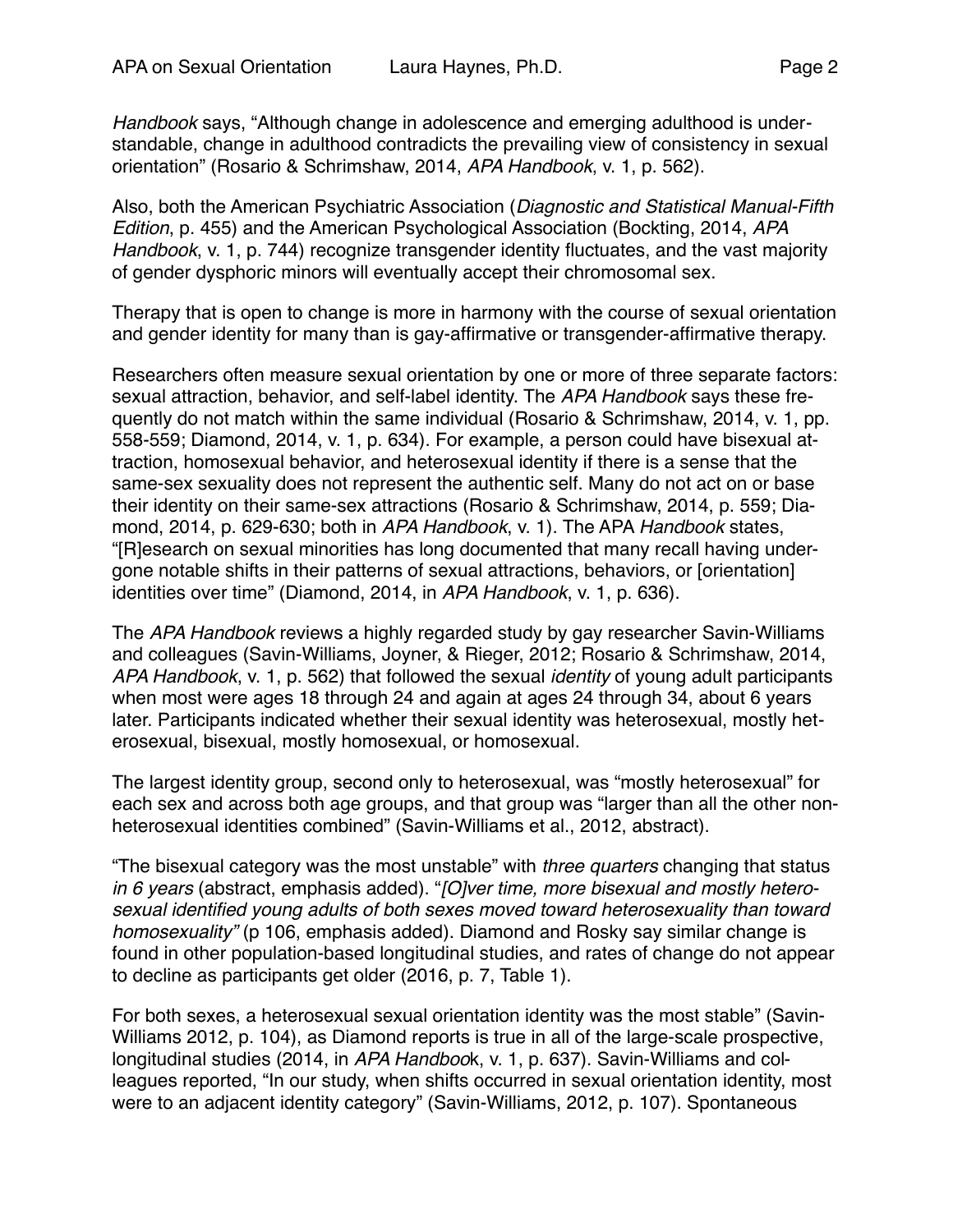*Handbook* says, "Although change in adolescence and emerging adulthood is understandable, change in adulthood contradicts the prevailing view of consistency in sexual orientation" (Rosario & Schrimshaw, 2014, *APA Handbook*, v. 1, p. 562).

Also, both the American Psychiatric Association (*Diagnostic and Statistical Manual-Fifth Edition*, p. 455) and the American Psychological Association (Bockting, 2014, *APA Handbook*, v. 1, p. 744) recognize transgender identity fluctuates, and the vast majority of gender dysphoric minors will eventually accept their chromosomal sex.

Therapy that is open to change is more in harmony with the course of sexual orientation and gender identity for many than is gay-affirmative or transgender-affirmative therapy.

Researchers often measure sexual orientation by one or more of three separate factors: sexual attraction, behavior, and self-label identity. The *APA Handbook* says these frequently do not match within the same individual (Rosario & Schrimshaw, 2014, v. 1, pp. 558-559; Diamond, 2014, v. 1, p. 634). For example, a person could have bisexual attraction, homosexual behavior, and heterosexual identity if there is a sense that the same-sex sexuality does not represent the authentic self. Many do not act on or base their identity on their same-sex attractions (Rosario & Schrimshaw, 2014, p. 559; Diamond, 2014, p. 629-630; both in *APA Handbook*, v. 1). The APA *Handbook* states, "[R]esearch on sexual minorities has long documented that many recall having undergone notable shifts in their patterns of sexual attractions, behaviors, or [orientation] identities over time" (Diamond, 2014, in *APA Handbook*, v. 1, p. 636).

The *APA Handbook* reviews a highly regarded study by gay researcher Savin-Williams and colleagues (Savin-Williams, Joyner, & Rieger, 2012; Rosario & Schrimshaw, 2014, *APA Handbook*, v. 1, p. 562) that followed the sexual *identity* of young adult participants when most were ages 18 through 24 and again at ages 24 through 34, about 6 years later. Participants indicated whether their sexual identity was heterosexual, mostly heterosexual, bisexual, mostly homosexual, or homosexual.

The largest identity group, second only to heterosexual, was "mostly heterosexual" for each sex and across both age groups, and that group was "larger than all the other non-heterosexual identities combined" (Savin-Williams et al., 2012, abstract).

"The bisexual category was the most unstable" with *three quarters* changing that status *in 6 years* (abstract, emphasis added). "*[O]ver time, more bisexual and mostly heterosexual identified young adults of both sexes moved toward heterosexuality than toward homosexuality"* (p 106, emphasis added). Diamond and Rosky say similar change is found in other population-based longitudinal studies, and rates of change do not appear to decline as participants get older (2016, p. 7, Table 1).

For both sexes, a heterosexual sexual orientation identity was the most stable" (Savin-Williams 2012, p. 104), as Diamond reports is true in all of the large-scale prospective, longitudinal studies (2014, in *APA Handbook*, v. 1, p. 637). Savin-Williams and colleagues reported, "In our study, when shifts occurred in sexual orientation identity, most were to an adjacent identity category" (Savin-Williams, 2012, p. 107). Spontaneous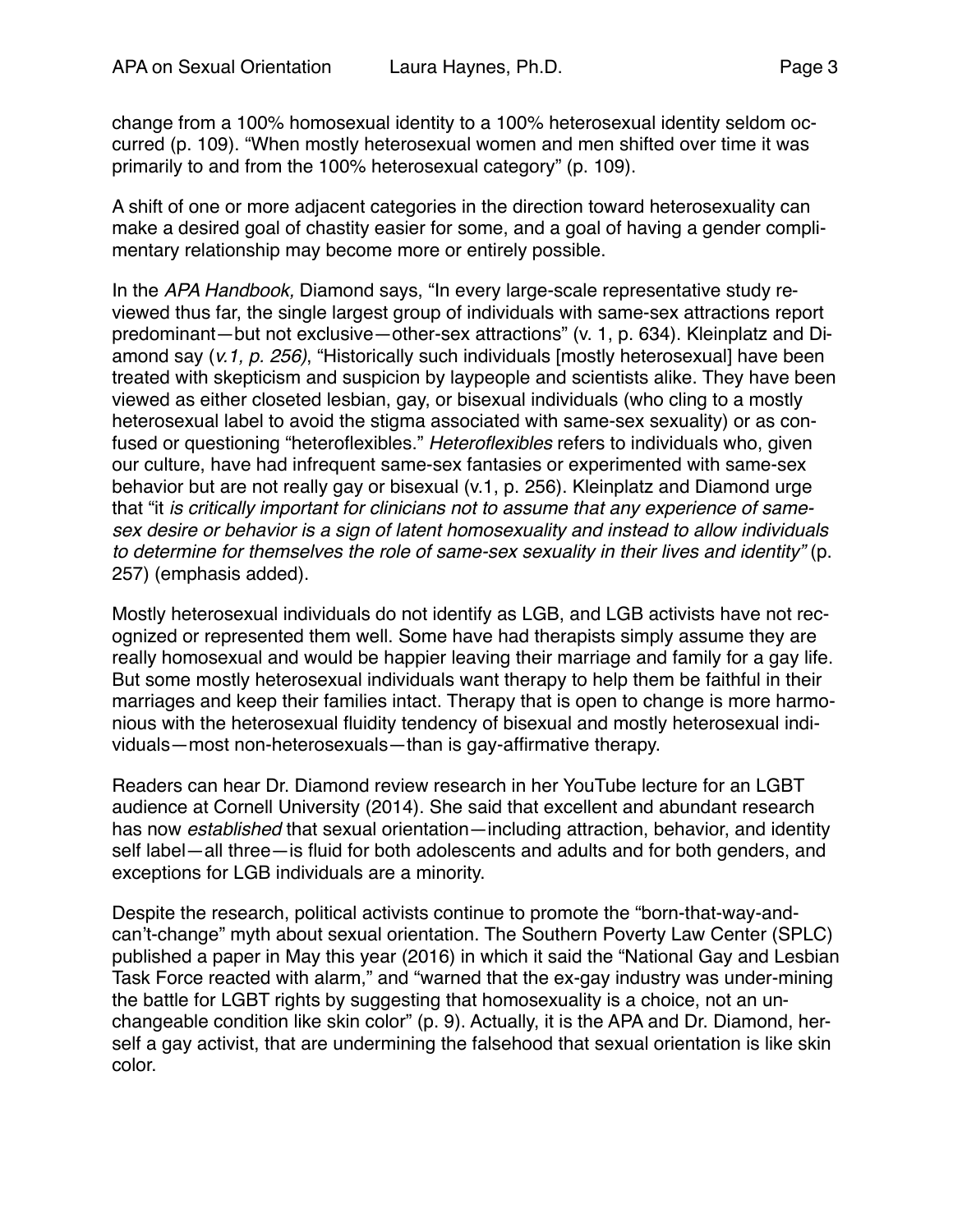change from a 100% homosexual identity to a 100% heterosexual identity seldom occurred (p. 109). "When mostly heterosexual women and men shifted over time it was primarily to and from the 100% heterosexual category" (p. 109).

A shift of one or more adjacent categories in the direction toward heterosexuality can make a desired goal of chastity easier for some, and a goal of having a gender complimentary relationship may become more or entirely possible.

In the *APA Handbook,* Diamond says, "In every large-scale representative study reviewed thus far, the single largest group of individuals with same-sex attractions report predominant—but not exclusive—other-sex attractions" (v. 1, p. 634). Kleinplatz and Diamond say (*v.1, p. 256)*, "Historically such individuals [mostly heterosexual] have been treated with skepticism and suspicion by laypeople and scientists alike. They have been viewed as either closeted lesbian, gay, or bisexual individuals (who cling to a mostly heterosexual label to avoid the stigma associated with same-sex sexuality) or as confused or questioning "heteroflexibles." *Heteroflexibles* refers to individuals who, given our culture, have had infrequent same-sex fantasies or experimented with same-sex behavior but are not really gay or bisexual (v.1, p. 256). Kleinplatz and Diamond urge that "it *is critically important for clinicians not to assume that any experience of same-sex desire or behavior is a sign of latent homosexuality and instead to allow individuals to determine for themselves the role of same-sex sexuality in their lives and identity"* (p. 257) (emphasis added).

Mostly heterosexual individuals do not identify as LGB, and LGB activists have not recognized or represented them well. Some have had therapists simply assume they are really homosexual and would be happier leaving their marriage and family for a gay life. But some mostly heterosexual individuals want therapy to help them be faithful in their marriages and keep their families intact. Therapy that is open to change is more harmonious with the heterosexual fluidity tendency of bisexual and mostly heterosexual individuals—most non-heterosexuals—than is gay-affirmative therapy.

Readers can hear Dr. Diamond review research in her YouTube lecture for an LGBT audience at Cornell University (2014). She said that excellent and abundant research has now *established* that sexual orientation—including attraction, behavior, and identity self label—all three—is fluid for both adolescents and adults and for both genders, and exceptions for LGB individuals are a minority.

Despite the research, political activists continue to promote the "born-that-way-and-can't-change" myth about sexual orientation. The Southern Poverty Law Center (SPLC) published a paper in May this year (2016) in which it said the "National Gay and Lesbian Task Force reacted with alarm," and "warned that the ex-gay industry was under-mining the battle for LGBT rights by suggesting that homosexuality is a choice, not an unchangeable condition like skin color" (p. 9). Actually, it is the APA and Dr. Diamond, herself a gay activist, that are undermining the falsehood that sexual orientation is like skin color.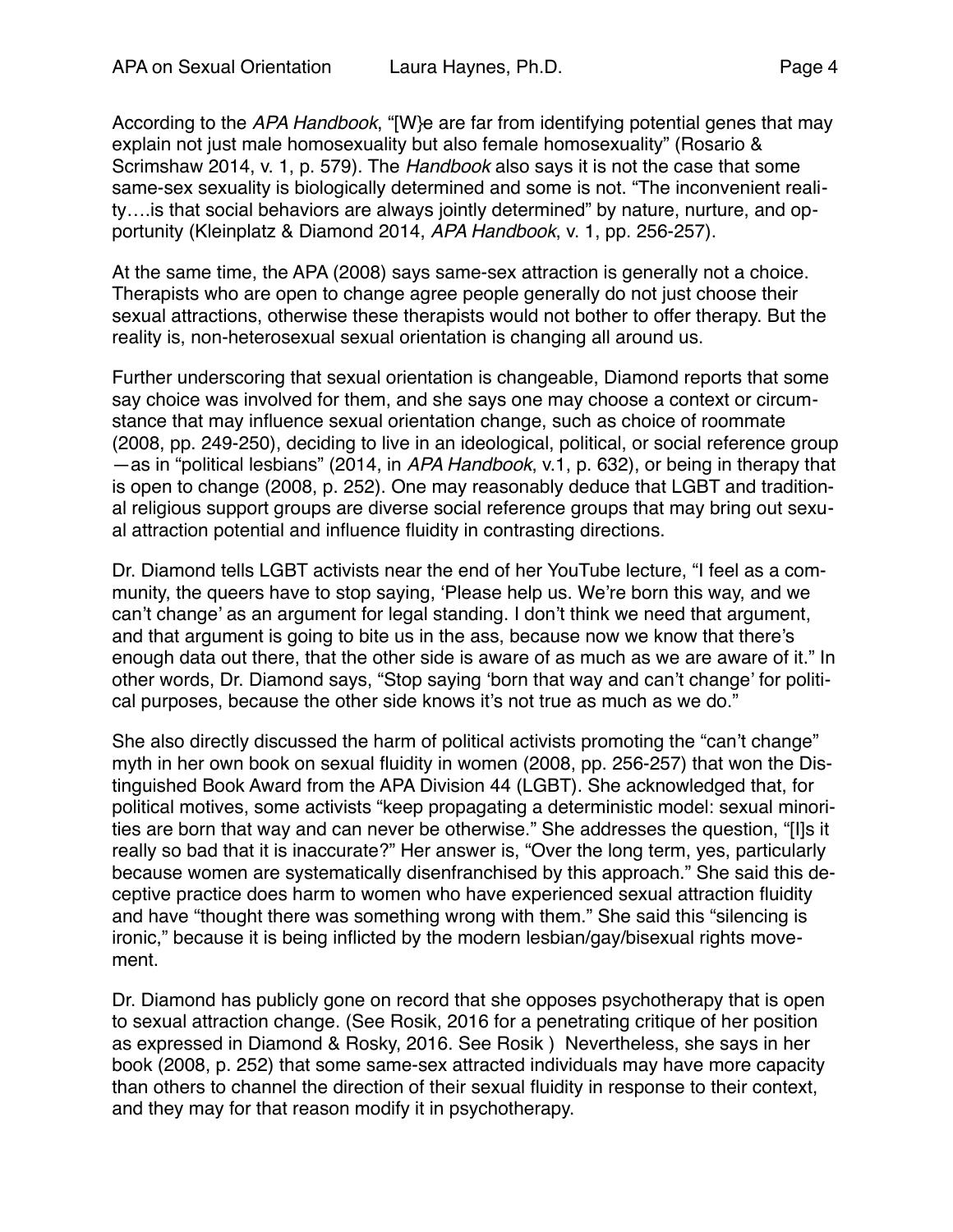According to the *APA Handbook*, "[W}e are far from identifying potential genes that may explain not just male homosexuality but also female homosexuality" (Rosario & Scrimshaw 2014, v. 1, p. 579). The *Handbook* also says it is not the case that some same-sex sexuality is biologically determined and some is not. "The inconvenient reality….is that social behaviors are always jointly determined" by nature, nurture, and opportunity (Kleinplatz & Diamond 2014, *APA Handbook*, v. 1, pp. 256-257).

At the same time, the APA (2008) says same-sex attraction is generally not a choice. Therapists who are open to change agree people generally do not just choose their sexual attractions, otherwise these therapists would not bother to offer therapy. But the reality is, non-heterosexual sexual orientation is changing all around us.

Further underscoring that sexual orientation is changeable, Diamond reports that some say choice was involved for them, and she says one may choose a context or circumstance that may influence sexual orientation change, such as choice of roommate (2008, pp. 249-250), deciding to live in an ideological, political, or social reference group —as in "political lesbians" (2014, in *APA Handbook*, v.1, p. 632), or being in therapy that is open to change (2008, p. 252). One may reasonably deduce that LGBT and traditional religious support groups are diverse social reference groups that may bring out sexual attraction potential and influence fluidity in contrasting directions.

Dr. Diamond tells LGBT activists near the end of her YouTube lecture, "I feel as a community, the queers have to stop saying, 'Please help us. We're born this way, and we can't change' as an argument for legal standing. I don't think we need that argument, and that argument is going to bite us in the ass, because now we know that there's enough data out there, that the other side is aware of as much as we are aware of it." In other words, Dr. Diamond says, "Stop saying 'born that way and can't change' for political purposes, because the other side knows it's not true as much as we do."

She also directly discussed the harm of political activists promoting the "can't change" myth in her own book on sexual fluidity in women (2008, pp. 256-257) that won the Distinguished Book Award from the APA Division 44 (LGBT). She acknowledged that, for political motives, some activists "keep propagating a deterministic model: sexual minorities are born that way and can never be otherwise." She addresses the question, "[I]s it really so bad that it is inaccurate?" Her answer is, "Over the long term, yes, particularly because women are systematically disenfranchised by this approach." She said this deceptive practice does harm to women who have experienced sexual attraction fluidity and have "thought there was something wrong with them." She said this "silencing is ironic," because it is being inflicted by the modern lesbian/gay/bisexual rights movement.

Dr. Diamond has publicly gone on record that she opposes psychotherapy that is open to sexual attraction change. (See Rosik, 2016 for a penetrating critique of her position as expressed in Diamond & Rosky, 2016. See Rosik ) Nevertheless, she says in her book (2008, p. 252) that some same-sex attracted individuals may have more capacity than others to channel the direction of their sexual fluidity in response to their context, and they may for that reason modify it in psychotherapy.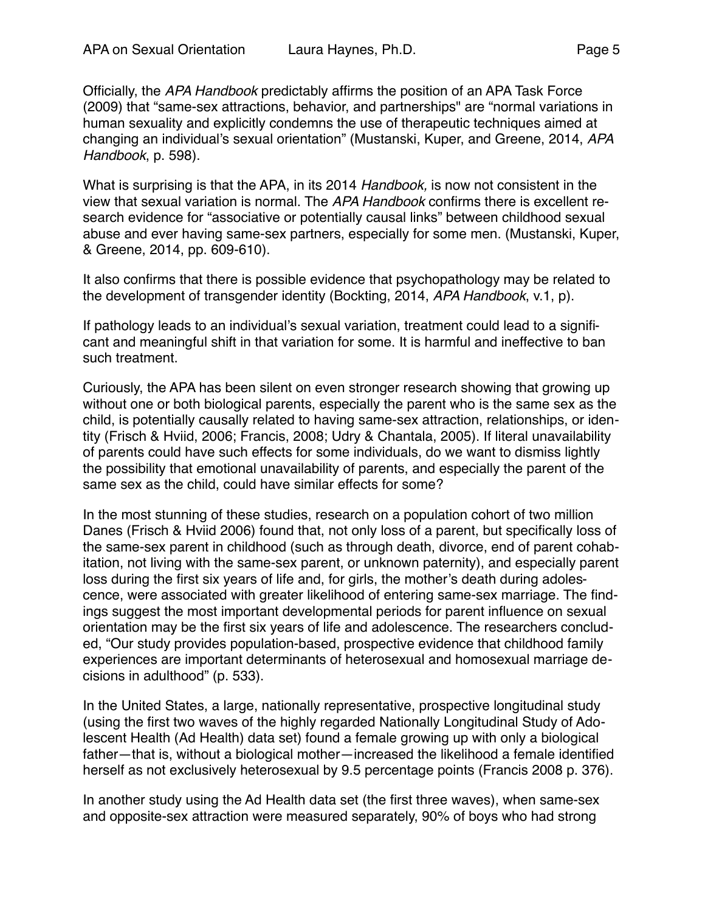Officially, the *APA Handbook* predictably affirms the position of an APA Task Force (2009) that "same-sex attractions, behavior, and partnerships" are "normal variations in human sexuality and explicitly condemns the use of therapeutic techniques aimed at changing an individual's sexual orientation" (Mustanski, Kuper, and Greene, 2014, *APA Handbook*, p. 598).

What is surprising is that the APA, in its 2014 *Handbook,* is now not consistent in the view that sexual variation is normal. The *APA Handbook* confirms there is excellent research evidence for "associative or potentially causal links" between childhood sexual abuse and ever having same-sex partners, especially for some men. (Mustanski, Kuper, & Greene, 2014, pp. 609-610).

It also confirms that there is possible evidence that psychopathology may be related to the development of transgender identity (Bockting, 2014, *APA Handbook*, v.1, p).

If pathology leads to an individual's sexual variation, treatment could lead to a significant and meaningful shift in that variation for some. It is harmful and ineffective to ban such treatment.

Curiously, the APA has been silent on even stronger research showing that growing up without one or both biological parents, especially the parent who is the same sex as the child, is potentially causally related to having same-sex attraction, relationships, or identity (Frisch & Hviid, 2006; Francis, 2008; Udry & Chantala, 2005). If literal unavailability of parents could have such effects for some individuals, do we want to dismiss lightly the possibility that emotional unavailability of parents, and especially the parent of the same sex as the child, could have similar effects for some?

In the most stunning of these studies, research on a population cohort of two million Danes (Frisch & Hviid 2006) found that, not only loss of a parent, but specifically loss of the same-sex parent in childhood (such as through death, divorce, end of parent cohabitation, not living with the same-sex parent, or unknown paternity), and especially parent loss during the first six years of life and, for girls, the mother's death during adolescence, were associated with greater likelihood of entering same-sex marriage. The findings suggest the most important developmental periods for parent influence on sexual orientation may be the first six years of life and adolescence. The researchers concluded, "Our study provides population-based, prospective evidence that childhood family experiences are important determinants of heterosexual and homosexual marriage decisions in adulthood" (p. 533).

In the United States, a large, nationally representative, prospective longitudinal study (using the first two waves of the highly regarded Nationally Longitudinal Study of Adolescent Health (Ad Health) data set) found a female growing up with only a biological father—that is, without a biological mother—increased the likelihood a female identified herself as not exclusively heterosexual by 9.5 percentage points (Francis 2008 p. 376).

In another study using the Ad Health data set (the first three waves), when same-sex and opposite-sex attraction were measured separately, 90% of boys who had strong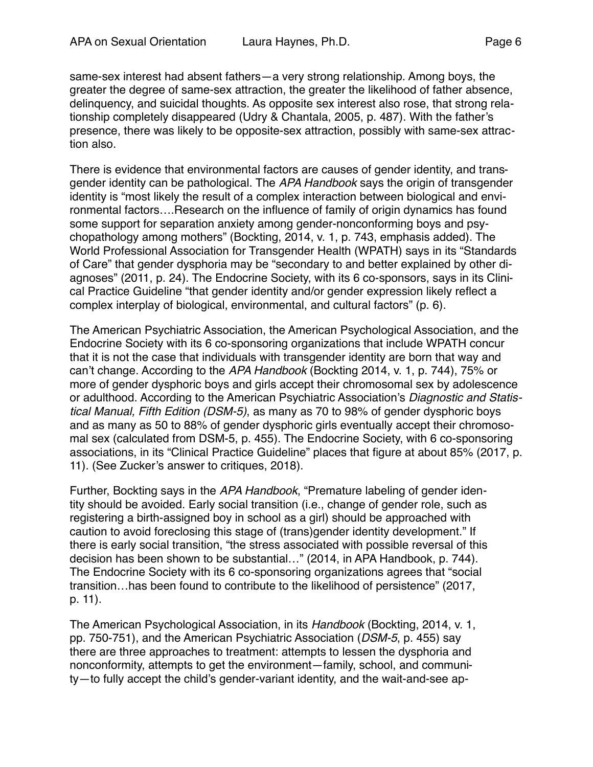same-sex interest had absent fathers—a very strong relationship. Among boys, the greater the degree of same-sex attraction, the greater the likelihood of father absence, delinquency, and suicidal thoughts. As opposite sex interest also rose, that strong relationship completely disappeared (Udry & Chantala, 2005, p. 487). With the father's presence, there was likely to be opposite-sex attraction, possibly with same-sex attraction also.

There is evidence that environmental factors are causes of gender identity, and transgender identity can be pathological. The *APA Handbook* says the origin of transgender identity is "most likely the result of a complex interaction between biological and environmental factors….Research on the influence of family of origin dynamics has found some support for separation anxiety among gender-nonconforming boys and psychopathology among mothers" (Bockting, 2014, v. 1, p. 743, emphasis added). The World Professional Association for Transgender Health (WPATH) says in its "Standards of Care" that gender dysphoria may be "secondary to and better explained by other diagnoses" (2011, p. 24). The Endocrine Society, with its 6 co-sponsors, says in its Clinical Practice Guideline "that gender identity and/or gender expression likely reflect a complex interplay of biological, environmental, and cultural factors" (p. 6).

The American Psychiatric Association, the American Psychological Association, and the Endocrine Society with its 6 co-sponsoring organizations that include WPATH concur that it is not the case that individuals with transgender identity are born that way and can't change. According to the *APA Handbook* (Bockting 2014, v. 1, p. 744), 75% or more of gender dysphoric boys and girls accept their chromosomal sex by adolescence or adulthood. According to the American Psychiatric Association's *Diagnostic and Statistical Manual, Fifth Edition (DSM-5)*, as many as 70 to 98% of gender dysphoric boys and as many as 50 to 88% of gender dysphoric girls eventually accept their chromosomal sex (calculated from DSM-5, p. 455). The Endocrine Society, with 6 co-sponsoring associations, in its "Clinical Practice Guideline" places that figure at about 85% (2017, p. 11). (See Zucker's answer to critiques, 2018).

Further, Bockting says in the *APA Handbook*, "Premature labeling of gender identity should be avoided. Early social transition (i.e., change of gender role, such as registering a birth-assigned boy in school as a girl) should be approached with caution to avoid foreclosing this stage of (trans)gender identity development." If there is early social transition, "the stress associated with possible reversal of this decision has been shown to be substantial…" (2014, in APA Handbook, p. 744). The Endocrine Society with its 6 co-sponsoring organizations agrees that "social transition…has been found to contribute to the likelihood of persistence" (2017, p. 11).

The American Psychological Association, in its *Handbook* (Bockting, 2014, v. 1, pp. 750-751), and the American Psychiatric Association (*DSM-5*, p. 455) say there are three approaches to treatment: attempts to lessen the dysphoria and nonconformity, attempts to get the environment—family, school, and community—to fully accept the child's gender-variant identity, and the wait-and-see ap-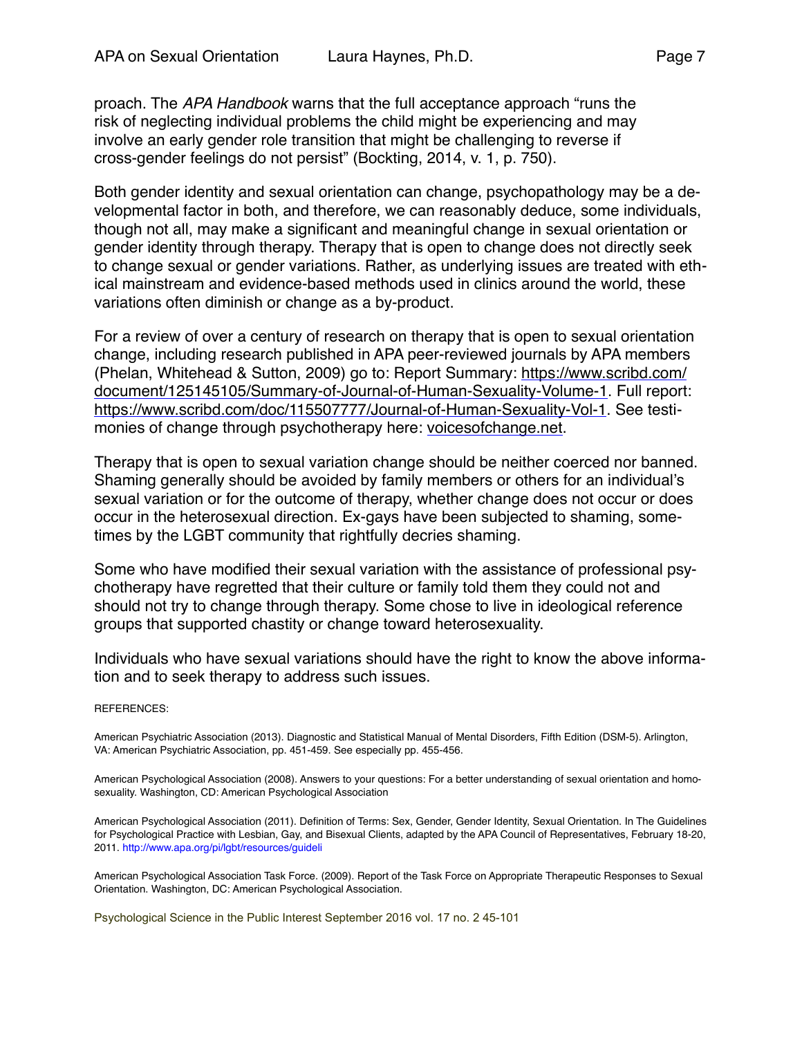proach. The *APA Handbook* warns that the full acceptance approach "runs the risk of neglecting individual problems the child might be experiencing and may involve an early gender role transition that might be challenging to reverse if cross-gender feelings do not persist" (Bockting, 2014, v. 1, p. 750).

Both gender identity and sexual orientation can change, psychopathology may be a developmental factor in both, and therefore, we can reasonably deduce, some individuals, though not all, may make a significant and meaningful change in sexual orientation or gender identity through therapy. Therapy that is open to change does not directly seek to change sexual or gender variations. Rather, as underlying issues are treated with ethical mainstream and evidence-based methods used in clinics around the world, these variations often diminish or change as a by-product.

For a review of over a century of research on therapy that is open to sexual orientation change, including research published in APA peer-reviewed journals by APA members (Phelan, Whitehead & Sutton, 2009) go to: Report Summary: https://www.scribd.com/document/125145105/Summary-of-Journal-of-Human-Sexuality-Volume-1. Full report: https://www.scribd.com/doc/115507777/Journal-of-Human-Sexuality-Vol-1. See testimonies of change through psychotherapy here: voicesofchange.net.

Therapy that is open to sexual variation change should be neither coerced nor banned. Shaming generally should be avoided by family members or others for an individual's sexual variation or for the outcome of therapy, whether change does not occur or does occur in the heterosexual direction. Ex-gays have been subjected to shaming, sometimes by the LGBT community that rightfully decries shaming.

Some who have modified their sexual variation with the assistance of professional psychotherapy have regretted that their culture or family told them they could not and should not try to change through therapy. Some chose to live in ideological reference groups that supported chastity or change toward heterosexuality.

Individuals who have sexual variations should have the right to know the above information and to seek therapy to address such issues.

REFERENCES:

American Psychiatric Association (2013). Diagnostic and Statistical Manual of Mental Disorders, Fifth Edition (DSM-5). Arlington, VA: American Psychiatric Association, pp. 451-459. See especially pp. 455-456.

American Psychological Association (2008). Answers to your questions: For a better understanding of sexual orientation and homosexuality. Washington, CD: American Psychological Association

American Psychological Association (2011). Definition of Terms: Sex, Gender, Gender Identity, Sexual Orientation. In The Guidelines for Psychological Practice with Lesbian, Gay, and Bisexual Clients, adapted by the APA Council of Representatives, February 18-20, 2011. http://www.apa.org/pi/lgbt/resources/guideli

American Psychological Association Task Force. (2009). Report of the Task Force on Appropriate Therapeutic Responses to Sexual Orientation. Washington, DC: American Psychological Association.

Psychological Science in the Public Interest September 2016 vol. 17 no. 2 45-101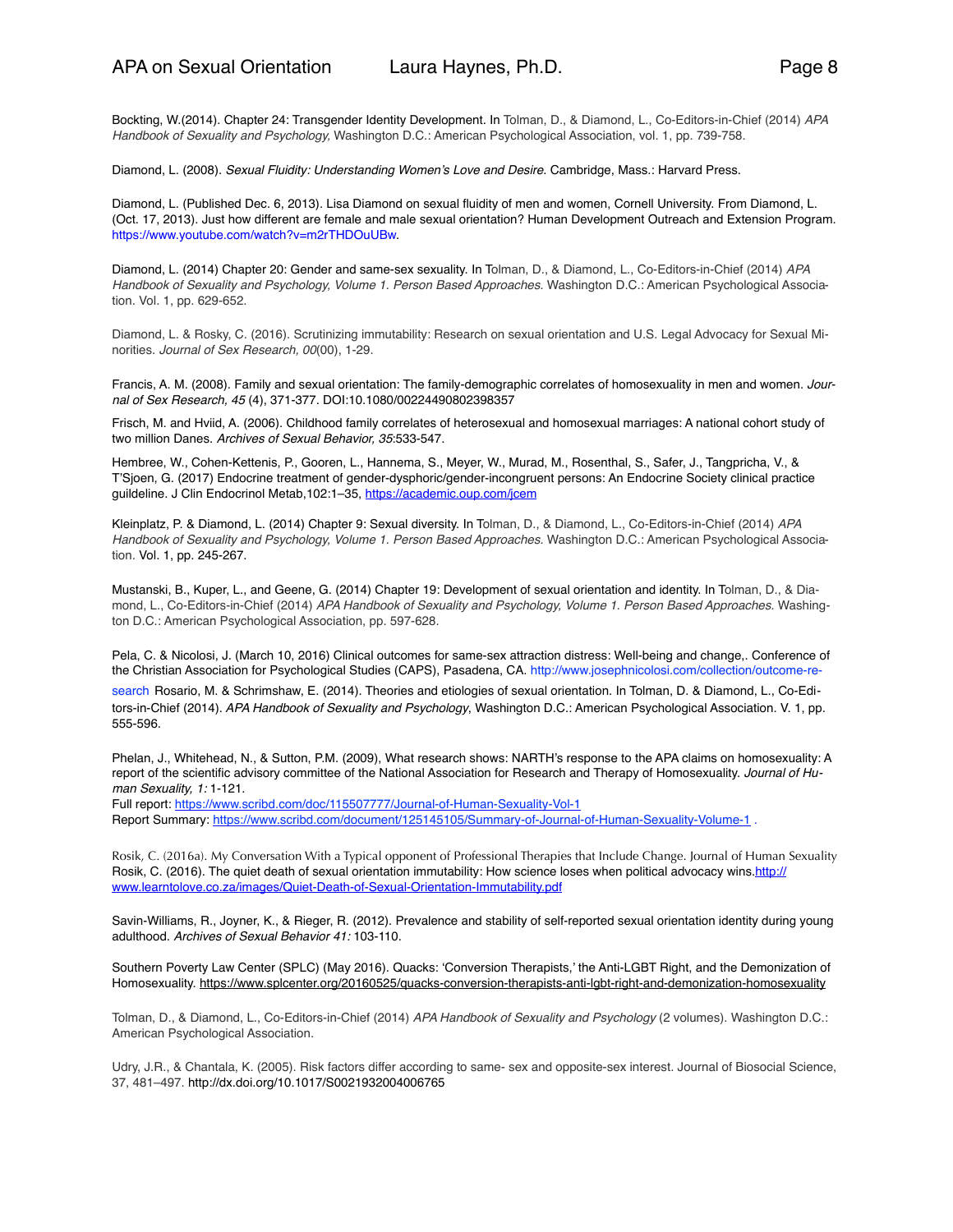Bockting, W.(2014). Chapter 24: Transgender Identity Development. In Tolman, D., & Diamond, L., Co-Editors-in-Chief (2014) *APA Handbook of Sexuality and Psychology*, Washington D.C.: American Psychological Association, vol. 1, pp. 739-758.

Diamond, L. (2008). *Sexual Fluidity: Understanding Women's Love and Desire.* Cambridge, Mass.: Harvard Press.

Diamond, L. (Published Dec. 6, 2013). Lisa Diamond on sexual fluidity of men and women, Cornell University. From Diamond, L. (Oct. 17, 2013). Just how different are female and male sexual orientation? Human Development Outreach and Extension Program. https://www.youtube.com/watch?v=m2rTHDOuUBw.

Diamond, L. (2014) Chapter 20: Gender and same-sex sexuality. In Tolman, D., & Diamond, L., Co-Editors-in-Chief (2014) *APA Handbook of Sexuality and Psychology, Volume 1. Person Based Approaches.* Washington D.C.: American Psychological Association. Vol. 1, pp. 629-652.

Diamond, L. & Rosky, C. (2016). Scrutinizing immutability: Research on sexual orientation and U.S. Legal Advocacy for Sexual Minorities. *Journal of Sex Research, 00*(00), 1-29.

Francis, A. M. (2008). Family and sexual orientation: The family-demographic correlates of homosexuality in men and women. *Journal of Sex Research, 45* (4), 371-377. DOI:10.1080/00224490802398357

Frisch, M. and Hviid, A. (2006). Childhood family correlates of heterosexual and homosexual marriages: A national cohort study of two million Danes. *Archives of Sexual Behavior, 35*:533-547.

Hembree, W., Cohen-Kettenis, P., Gooren, L., Hannema, S., Meyer, W., Murad, M., Rosenthal, S., Safer, J., Tangpricha, V., & T'Sjoen, G. (2017) Endocrine treatment of gender-dysphoric/gender-incongruent persons: An Endocrine Society clinical practice guildeline. J Clin Endocrinol Metab,102:1–35, https://academic.oup.com/jcem

Kleinplatz, P. & Diamond, L. (2014) Chapter 9: Sexual diversity. In Tolman, D., & Diamond, L., Co-Editors-in-Chief (2014) *APA Handbook of Sexuality and Psychology, Volume 1. Person Based Approaches.* Washington D.C.: American Psychological Association. Vol. 1, pp. 245-267.

Mustanski, B., Kuper, L., and Geene, G. (2014) Chapter 19: Development of sexual orientation and identity. In Tolman, D., & Diamond, L., Co-Editors-in-Chief (2014) *APA Handbook of Sexuality and Psychology, Volume 1. Person Based Approaches.* Washington D.C.: American Psychological Association, pp. 597-628.

Pela, C. & Nicolosi, J. (March 10, 2016) Clinical outcomes for same-sex attraction distress: Well-being and change,. Conference of the Christian Association for Psychological Studies (CAPS), Pasadena, CA. http://www.josephnicolosi.com/collection/outcome-research

Rosario, M. & Schrimshaw, E. (2014). Theories and etiologies of sexual orientation. In Tolman, D. & Diamond, L., Co-Editors-in-Chief (2014). *APA Handbook of Sexuality and Psychology*, Washington D.C.: American Psychological Association. V. 1, pp. 555-596.

Phelan, J., Whitehead, N., & Sutton, P.M. (2009), What research shows: NARTH's response to the APA claims on homosexuality: A report of the scientific advisory committee of the National Association for Research and Therapy of Homosexuality. *Journal of Human Sexuality, 1:* 1-121.
Full report: https://www.scribd.com/doc/115507777/Journal-of-Human-Sexuality-Vol-1
Report Summary: https://www.scribd.com/document/125145105/Summary-of-Journal-of-Human-Sexuality-Volume-1 .

Rosik, C. (2016a). My Conversation With a Typical opponent of Professional Therapies that Include Change. Journal of Human Sexuality
Rosik, C. (2016). The quiet death of sexual orientation immutability: How science loses when political advocacy wins.http://www.learntolove.co.za/images/Quiet-Death-of-Sexual-Orientation-Immutability.pdf

Savin-Williams, R., Joyner, K., & Rieger, R. (2012). Prevalence and stability of self-reported sexual orientation identity during young adulthood. *Archives of Sexual Behavior 41:* 103-110.

Southern Poverty Law Center (SPLC) (May 2016). Quacks: 'Conversion Therapists,' the Anti-LGBT Right, and the Demonization of Homosexuality. https://www.splcenter.org/20160525/quacks-conversion-therapists-anti-lgbt-right-and-demonization-homosexuality

Tolman, D., & Diamond, L., Co-Editors-in-Chief (2014) *APA Handbook of Sexuality and Psychology* (2 volumes). Washington D.C.: American Psychological Association.

Udry, J.R., & Chantala, K. (2005). Risk factors differ according to same- sex and opposite-sex interest. Journal of Biosocial Science, 37, 481–497. http://dx.doi.org/10.1017/S0021932004006765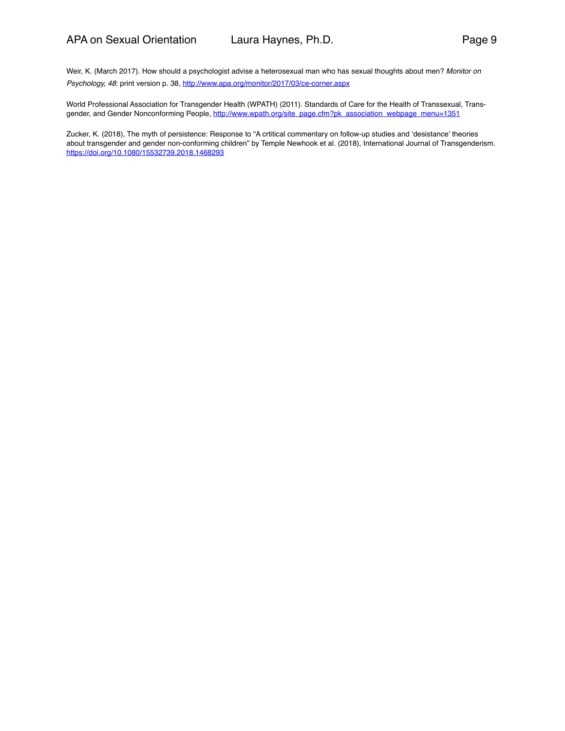Weir, K. (March 2017). How should a psychologist advise a heterosexual man who has sexual thoughts about men? *Monitor on Psychology, 48*: print version p. 38, http://www.apa.org/monitor/2017/03/ce-corner.aspx

World Professional Association for Transgender Health (WPATH) (2011). Standards of Care for the Health of Transsexual, Transgender, and Gender Nonconforming People, http://www.wpath.org/site_page.cfm?pk_association_webpage_menu=1351

Zucker, K. (2018), The myth of persistence: Response to "A crtitical commentary on follow-up studies and 'desistance' theories about transgender and gender non-conforming children" by Temple Newhook et al. (2018), International Journal of Transgenderism. https://doi.org/10.1080/15532739.2018.1468293